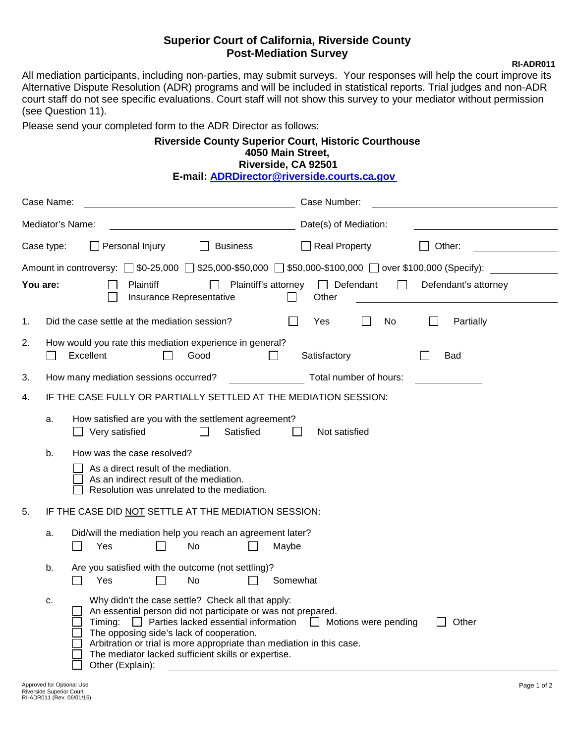# Superior Court of California, Riverside County
## Post-Mediation Survey

**RI-ADR011**

All mediation participants, including non-parties, may submit surveys. Your responses will help the court improve its Alternative Dispute Resolution (ADR) programs and will be included in statistical reports. Trial judges and non-ADR court staff do not see specific evaluations. Court staff will not show this survey to your mediator without permission (see Question 11).

Please send your completed form to the ADR Director as follows:

**Riverside County Superior Court, Historic Courthouse**
**4050 Main Street,**
**Riverside, CA 92501**
**E-mail: [ADRDirector@riverside.courts.ca.gov](mailto:ADRDirector@riverside.courts.ca.gov)**

Case Name: ______________________ Case Number: ______________________

Mediator's Name: ______________________ Date(s) of Mediation: ______________________

Case type: ☐ Personal Injury ☐ Business ☐ Real Property ☐ Other: __________

Amount in controversy: ☐ $0-25,000 ☐ $25,000-$50,000 ☐ $50,000-$100,000 ☐ over $100,000 (Specify): __________

**You are:** ☐ Plaintiff ☐ Plaintiff's attorney ☐ Defendant ☐ Defendant's attorney ☐ Insurance Representative ☐ Other __________

1. Did the case settle at the mediation session? ☐ Yes ☐ No ☐ Partially

2. How would you rate this mediation experience in general?
   ☐ Excellent ☐ Good ☐ Satisfactory ☐ Bad

3. How many mediation sessions occurred? __________ Total number of hours: __________

4. IF THE CASE FULLY OR PARTIALLY SETTLED AT THE MEDIATION SESSION:

   a. How satisfied are you with the settlement agreement?
      ☐ Very satisfied ☐ Satisfied ☐ Not satisfied

   b. How was the case resolved?
      ☐ As a direct result of the mediation.
      ☐ As an indirect result of the mediation.
      ☐ Resolution was unrelated to the mediation.

5. IF THE CASE DID NOT SETTLE AT THE MEDIATION SESSION:

   a. Did/will the mediation help you reach an agreement later?
      ☐ Yes ☐ No ☐ Maybe

   b. Are you satisfied with the outcome (not settling)?
      ☐ Yes ☐ No ☐ Somewhat

   c. Why didn't the case settle? Check all that apply:
      ☐ An essential person did not participate or was not prepared.
      ☐ Timing: ☐ Parties lacked essential information ☐ Motions were pending ☐ Other
      ☐ The opposing side's lack of cooperation.
      ☐ Arbitration or trial is more appropriate than mediation in this case.
      ☐ The mediator lacked sufficient skills or expertise.
      ☐ Other (Explain): ______________________

Approved for Optional Use
Riverside Superior Court
RI-ADR011 (Rev. 06/01/16)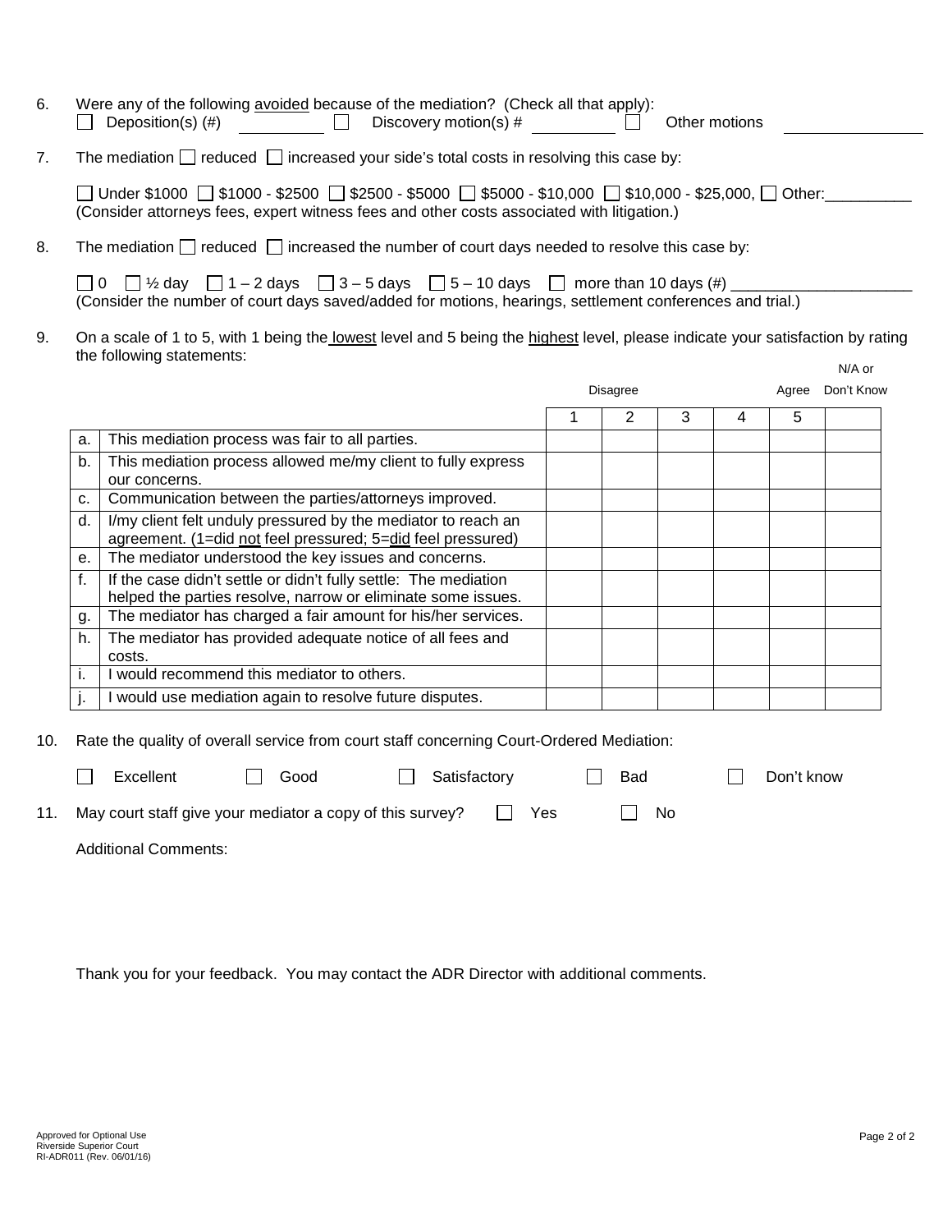6. Were any of the following avoided because of the mediation? (Check all that apply):
   ☐ Deposition(s) (#) __________ ☐ Discovery motion(s) # __________ ☐ Other motions __________

7. The mediation ☐ reduced ☐ increased your side's total costs in resolving this case by:

   ☐ Under $1000 ☐ $1000 - $2500 ☐ $2500 - $5000 ☐ $5000 - $10,000 ☐ $10,000 - $25,000, ☐ Other:__________
   (Consider attorneys fees, expert witness fees and other costs associated with litigation.)

8. The mediation ☐ reduced ☐ increased the number of court days needed to resolve this case by:

   ☐ 0 ☐ ½ day ☐ 1 – 2 days ☐ 3 – 5 days ☐ 5 – 10 days ☐ more than 10 days (#) ____________________
   (Consider the number of court days saved/added for motions, hearings, settlement conferences and trial.)

9. On a scale of 1 to 5, with 1 being the lowest level and 5 being the highest level, please indicate your satisfaction by rating the following statements:

| | | Disagree 1 | 2 | 3 | 4 | Agree 5 | N/A or Don't Know |
|---|---|---|---|---|---|---|---|
| a. | This mediation process was fair to all parties. | | | | | | |
| b. | This mediation process allowed me/my client to fully express our concerns. | | | | | | |
| c. | Communication between the parties/attorneys improved. | | | | | | |
| d. | I/my client felt unduly pressured by the mediator to reach an agreement. (1=did not feel pressured; 5=did feel pressured) | | | | | | |
| e. | The mediator understood the key issues and concerns. | | | | | | |
| f. | If the case didn't settle or didn't fully settle: The mediation helped the parties resolve, narrow or eliminate some issues. | | | | | | |
| g. | The mediator has charged a fair amount for his/her services. | | | | | | |
| h. | The mediator has provided adequate notice of all fees and costs. | | | | | | |
| i. | I would recommend this mediator to others. | | | | | | |
| j. | I would use mediation again to resolve future disputes. | | | | | | |

10. Rate the quality of overall service from court staff concerning Court-Ordered Mediation:

    ☐ Excellent ☐ Good ☐ Satisfactory ☐ Bad ☐ Don't know

11. May court staff give your mediator a copy of this survey? ☐ Yes ☐ No

    Additional Comments:

Thank you for your feedback. You may contact the ADR Director with additional comments.

Approved for Optional Use
Riverside Superior Court
RI-ADR011 (Rev. 06/01/16)